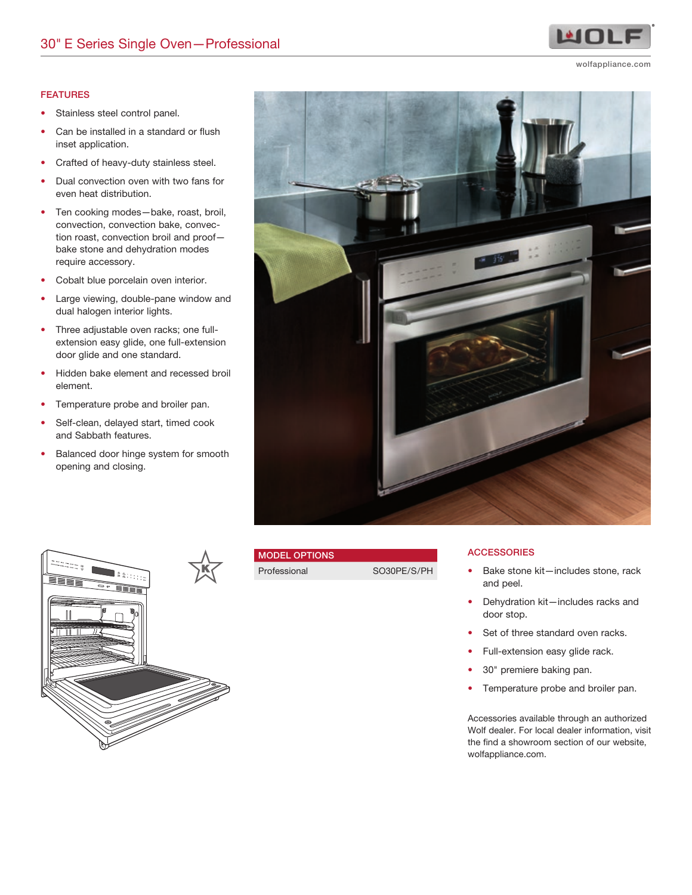# 30" E Series Single Oven—Professional

wolfappliance.com

## FEATURES

- Stainless steel control panel.
- Can be installed in a standard or flush inset application.
- Crafted of heavy-duty stainless steel.
- Dual convection oven with two fans for even heat distribution.
- Ten cooking modes—bake, roast, broil, convection, convection bake, convection roast, convection broil and proof—bake stone and dehydration modes require accessory.
- Cobalt blue porcelain oven interior.
- Large viewing, double-pane window and dual halogen interior lights.
- Three adjustable oven racks; one full-extension easy glide, one full-extension door glide and one standard.
- Hidden bake element and recessed broil element.
- Temperature probe and broiler pan.
- Self-clean, delayed start, timed cook and Sabbath features.
- Balanced door hinge system for smooth opening and closing.

## MODEL OPTIONS

| MODEL OPTIONS | |
|---|---|
| Professional | SO30PE/S/PH |

## ACCESSORIES

- Bake stone kit—includes stone, rack and peel.
- Dehydration kit—includes racks and door stop.
- Set of three standard oven racks.
- Full-extension easy glide rack.
- 30" premiere baking pan.
- Temperature probe and broiler pan.

Accessories available through an authorized Wolf dealer. For local dealer information, visit the find a showroom section of our website, wolfappliance.com.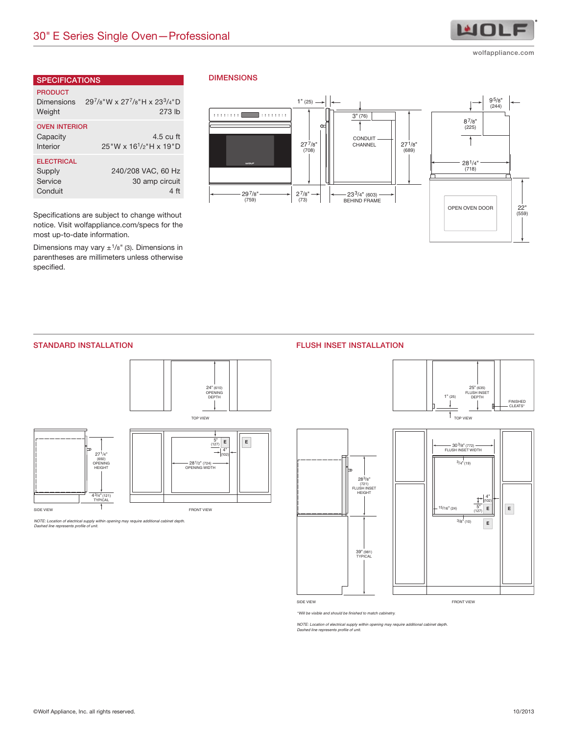# 30" E Series Single Oven—Professional

wolfappliance.com

## SPECIFICATIONS

| | |
|---|---|
| **PRODUCT** | |
| Dimensions | 29 7/8"W x 27 7/8"H x 23 3/4"D |
| Weight | 273 lb |
| **OVEN INTERIOR** | |
| Capacity | 4.5 cu ft |
| Interior | 25"W x 16 1/2"H x 19"D |
| **ELECTRICAL** | |
| Supply | 240/208 VAC, 60 Hz |
| Service | 30 amp circuit |
| Conduit | 4 ft |

Specifications are subject to change without notice. Visit wolfappliance.com/specs for the most up-to-date information.

Dimensions may vary ±1/8" (3). Dimensions in parentheses are millimeters unless otherwise specified.

## DIMENSIONS

29 7/8" (759)
27 7/8" (708)
2 7/8" (73)
1" (25)
3" (76)
CONDUIT CHANNEL
27 1/8" (689)
23 3/4" (603) BEHIND FRAME
9 5/8" (244)
8 7/8" (225)
28 1/4" (718)
OPEN OVEN DOOR
22" (559)

## STANDARD INSTALLATION

24" (610) OPENING DEPTH
TOP VIEW
27 1/4" (692) OPENING HEIGHT
4 3/4" (121) TYPICAL
SIDE VIEW
5" (127)
4" (102)
28 1/2" (724) OPENING WIDTH
FRONT VIEW

*NOTE: Location of electrical supply within opening may require additional cabinet depth. Dashed line represents profile of unit.*

## FLUSH INSET INSTALLATION

25" (635) FLUSH INSET DEPTH
1" (25)
FINISHED CLEATS*
TOP VIEW
28 3/8" (721) FLUSH INSET HEIGHT
39" (991) TYPICAL
SIDE VIEW
30 3/8" (772) FLUSH INSET WIDTH
3/4" (19)
15/16" (24)
4" (102)
5" (127)
3/8" (10)
FRONT VIEW

*\*Will be visible and should be finished to match cabinetry.*

*NOTE: Location of electrical supply within opening may require additional cabinet depth. Dashed line represents profile of unit.*

©Wolf Appliance, Inc. all rights reserved.

10/2013